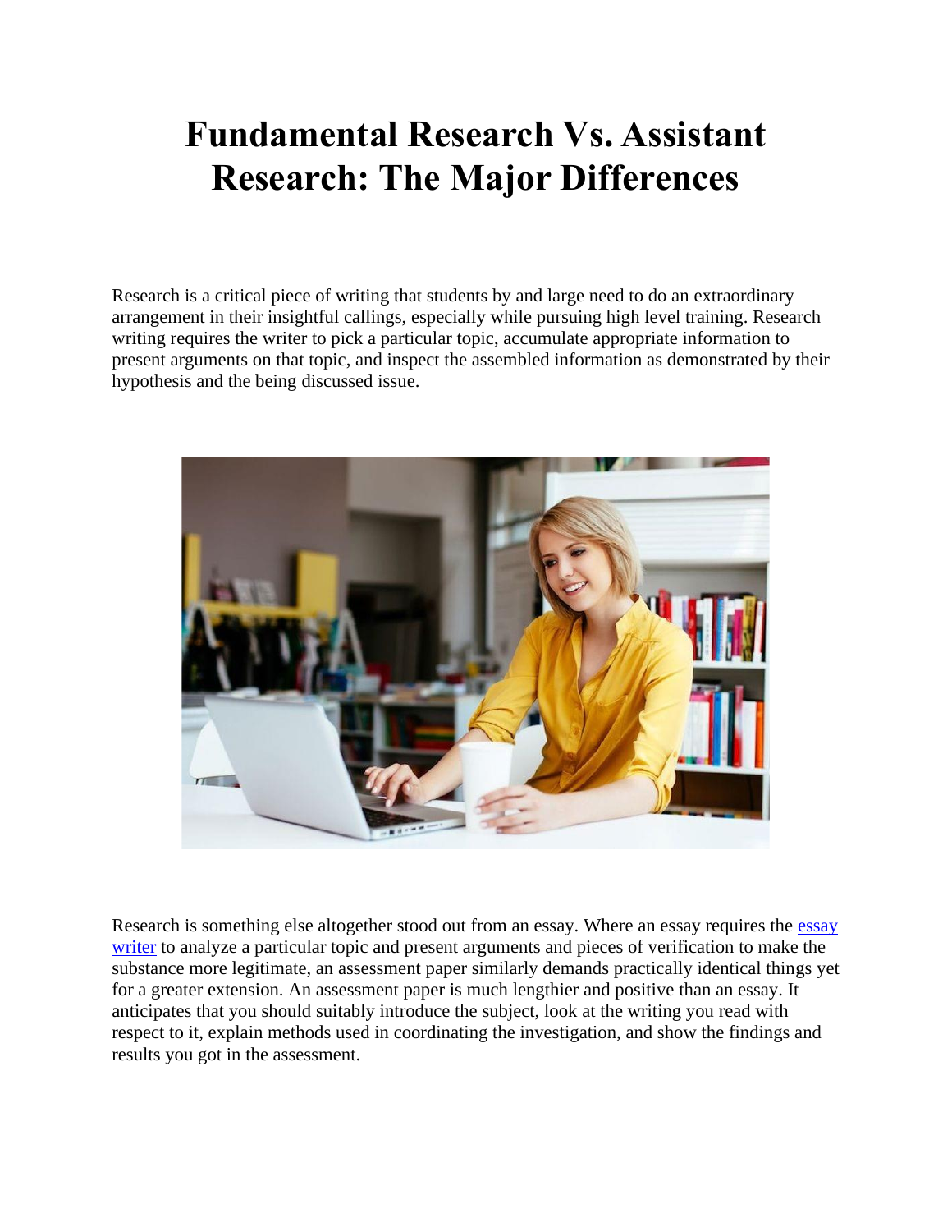# Fundamental Research Vs. Assistant Research: The Major Differences

Research is a critical piece of writing that students by and large need to do an extraordinary arrangement in their insightful callings, especially while pursuing high level training. Research writing requires the writer to pick a particular topic, accumulate appropriate information to present arguments on that topic, and inspect the assembled information as demonstrated by their hypothesis and the being discussed issue.

Research is something else altogether stood out from an essay. Where an essay requires the [essay writer]() to analyze a particular topic and present arguments and pieces of verification to make the substance more legitimate, an assessment paper similarly demands practically identical things yet for a greater extension. An assessment paper is much lengthier and positive than an essay. It anticipates that you should suitably introduce the subject, look at the writing you read with respect to it, explain methods used in coordinating the investigation, and show the findings and results you got in the assessment.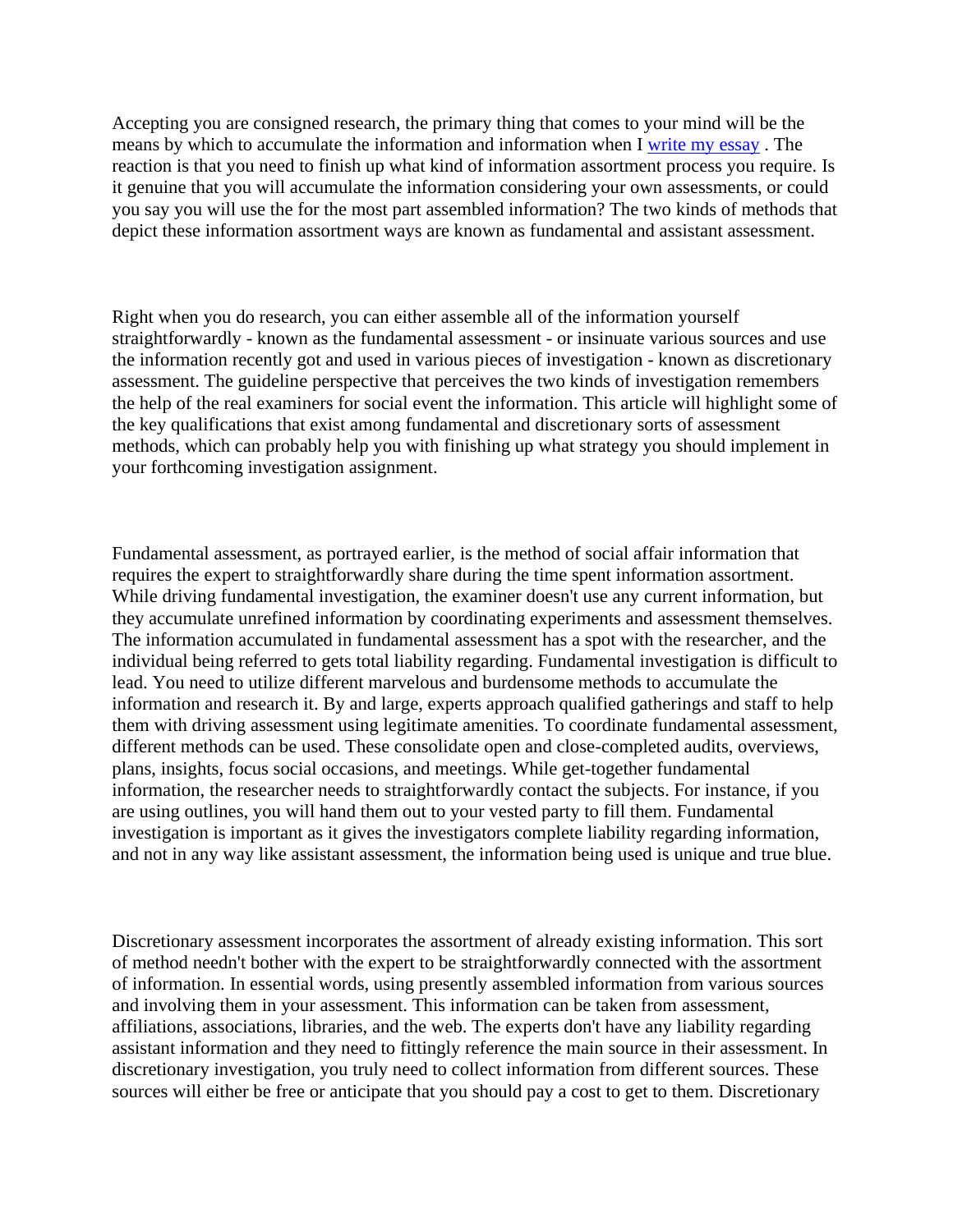Accepting you are consigned research, the primary thing that comes to your mind will be the means by which to accumulate the information and information when I [write my essay](#) . The reaction is that you need to finish up what kind of information assortment process you require. Is it genuine that you will accumulate the information considering your own assessments, or could you say you will use the for the most part assembled information? The two kinds of methods that depict these information assortment ways are known as fundamental and assistant assessment.

Right when you do research, you can either assemble all of the information yourself straightforwardly - known as the fundamental assessment - or insinuate various sources and use the information recently got and used in various pieces of investigation - known as discretionary assessment. The guideline perspective that perceives the two kinds of investigation remembers the help of the real examiners for social event the information. This article will highlight some of the key qualifications that exist among fundamental and discretionary sorts of assessment methods, which can probably help you with finishing up what strategy you should implement in your forthcoming investigation assignment.

Fundamental assessment, as portrayed earlier, is the method of social affair information that requires the expert to straightforwardly share during the time spent information assortment. While driving fundamental investigation, the examiner doesn't use any current information, but they accumulate unrefined information by coordinating experiments and assessment themselves. The information accumulated in fundamental assessment has a spot with the researcher, and the individual being referred to gets total liability regarding. Fundamental investigation is difficult to lead. You need to utilize different marvelous and burdensome methods to accumulate the information and research it. By and large, experts approach qualified gatherings and staff to help them with driving assessment using legitimate amenities. To coordinate fundamental assessment, different methods can be used. These consolidate open and close-completed audits, overviews, plans, insights, focus social occasions, and meetings. While get-together fundamental information, the researcher needs to straightforwardly contact the subjects. For instance, if you are using outlines, you will hand them out to your vested party to fill them. Fundamental investigation is important as it gives the investigators complete liability regarding information, and not in any way like assistant assessment, the information being used is unique and true blue.

Discretionary assessment incorporates the assortment of already existing information. This sort of method needn't bother with the expert to be straightforwardly connected with the assortment of information. In essential words, using presently assembled information from various sources and involving them in your assessment. This information can be taken from assessment, affiliations, associations, libraries, and the web. The experts don't have any liability regarding assistant information and they need to fittingly reference the main source in their assessment. In discretionary investigation, you truly need to collect information from different sources. These sources will either be free or anticipate that you should pay a cost to get to them. Discretionary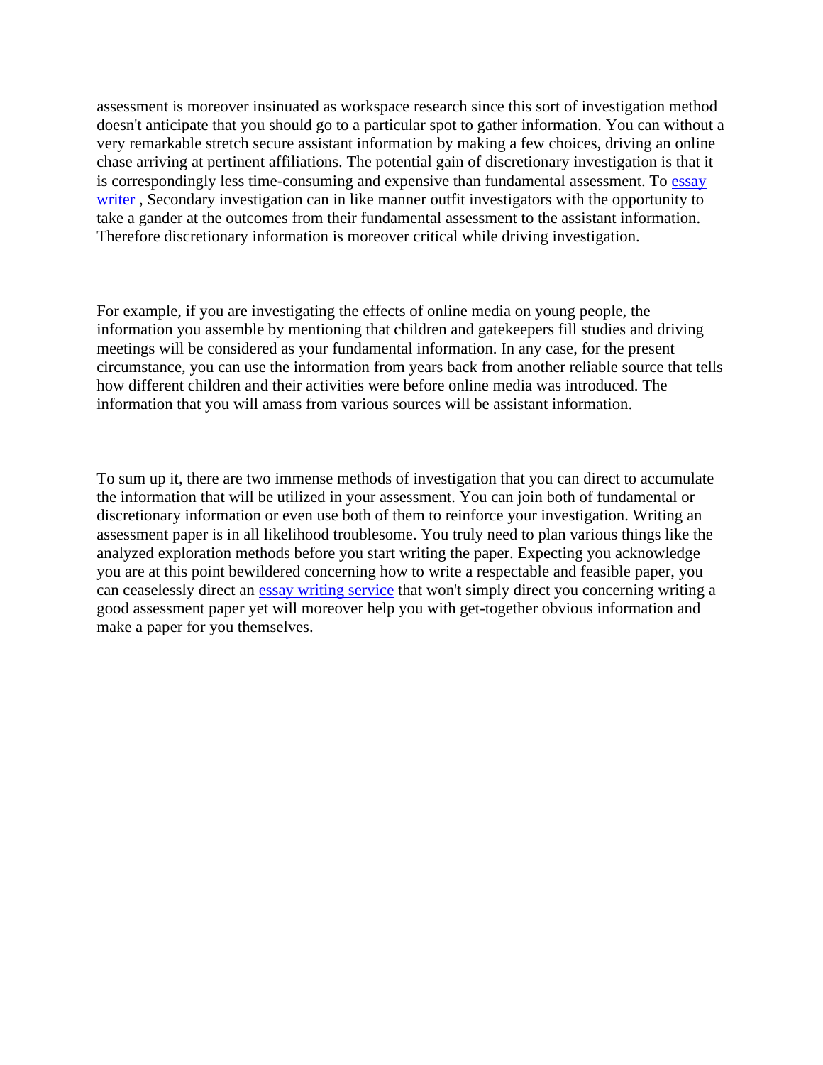assessment is moreover insinuated as workspace research since this sort of investigation method doesn't anticipate that you should go to a particular spot to gather information. You can without a very remarkable stretch secure assistant information by making a few choices, driving an online chase arriving at pertinent affiliations. The potential gain of discretionary investigation is that it is correspondingly less time-consuming and expensive than fundamental assessment. To essay writer , Secondary investigation can in like manner outfit investigators with the opportunity to take a gander at the outcomes from their fundamental assessment to the assistant information. Therefore discretionary information is moreover critical while driving investigation.

For example, if you are investigating the effects of online media on young people, the information you assemble by mentioning that children and gatekeepers fill studies and driving meetings will be considered as your fundamental information. In any case, for the present circumstance, you can use the information from years back from another reliable source that tells how different children and their activities were before online media was introduced. The information that you will amass from various sources will be assistant information.

To sum up it, there are two immense methods of investigation that you can direct to accumulate the information that will be utilized in your assessment. You can join both of fundamental or discretionary information or even use both of them to reinforce your investigation. Writing an assessment paper is in all likelihood troublesome. You truly need to plan various things like the analyzed exploration methods before you start writing the paper. Expecting you acknowledge you are at this point bewildered concerning how to write a respectable and feasible paper, you can ceaselessly direct an essay writing service that won't simply direct you concerning writing a good assessment paper yet will moreover help you with get-together obvious information and make a paper for you themselves.